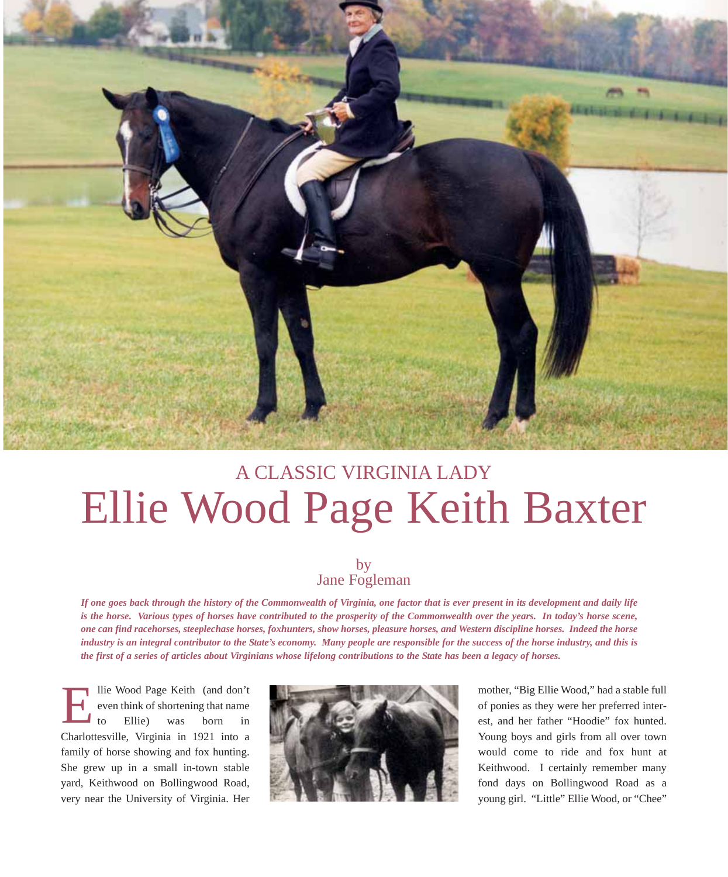A CLASSIC VIRGINIA LADY

# Ellie Wood Page Keith Baxter

by
Jane Fogleman

***If one goes back through the history of the Commonwealth of Virginia, one factor that is ever present in its development and daily life is the horse. Various types of horses have contributed to the prosperity of the Commonwealth over the years. In today's horse scene, one can find racehorses, steeplechase horses, foxhunters, show horses, pleasure horses, and Western discipline horses. Indeed the horse industry is an integral contributor to the State's economy. Many people are responsible for the success of the horse industry, and this is the first of a series of articles about Virginians whose lifelong contributions to the State has been a legacy of horses.***

Ellie Wood Page Keith (and don't even think of shortening that name to Ellie) was born in Charlottesville, Virginia in 1921 into a family of horse showing and fox hunting. She grew up in a small in-town stable yard, Keithwood on Bollingwood Road, very near the University of Virginia. Her mother, "Big Ellie Wood," had a stable full of ponies as they were her preferred interest, and her father "Hoodie" fox hunted. Young boys and girls from all over town would come to ride and fox hunt at Keithwood. I certainly remember many fond days on Bollingwood Road as a young girl. "Little" Ellie Wood, or "Chee"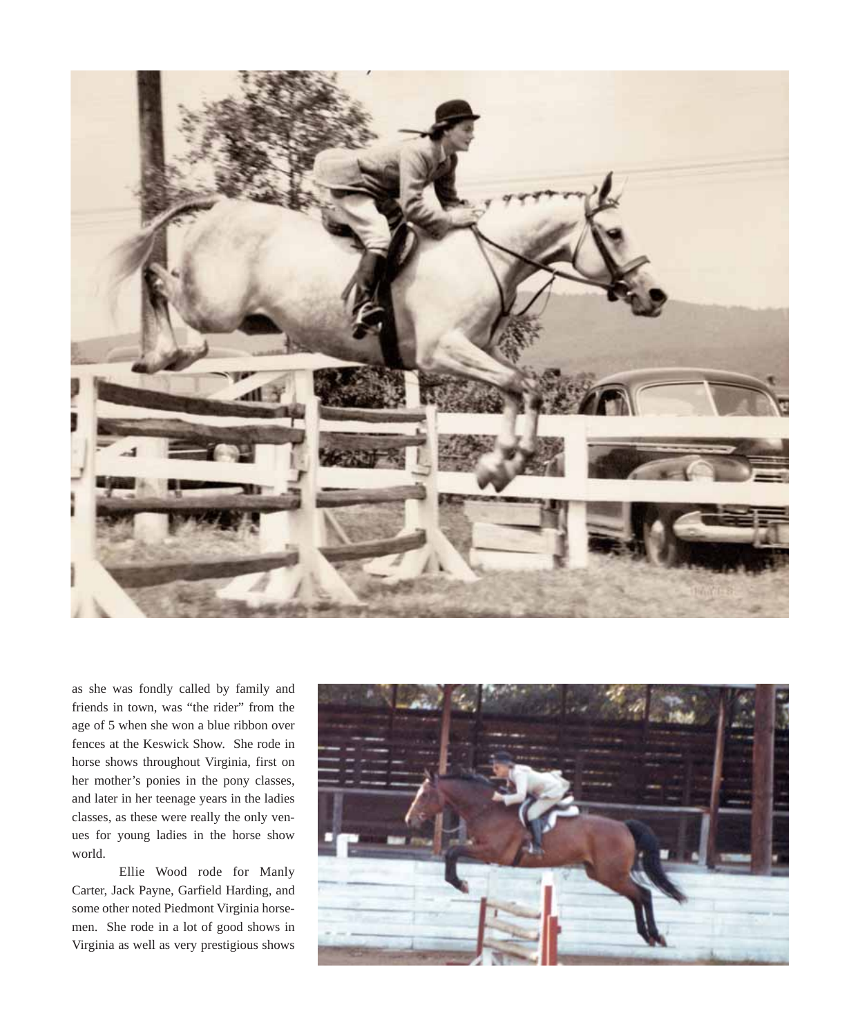as she was fondly called by family and friends in town, was "the rider" from the age of 5 when she won a blue ribbon over fences at the Keswick Show. She rode in horse shows throughout Virginia, first on her mother's ponies in the pony classes, and later in her teenage years in the ladies classes, as these were really the only venues for young ladies in the horse show world.

Ellie Wood rode for Manly Carter, Jack Payne, Garfield Harding, and some other noted Piedmont Virginia horsemen. She rode in a lot of good shows in Virginia as well as very prestigious shows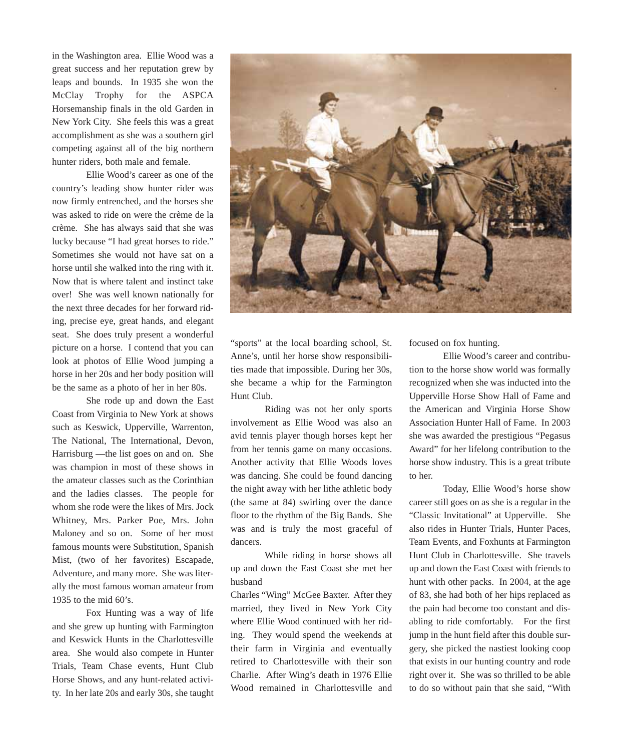in the Washington area. Ellie Wood was a great success and her reputation grew by leaps and bounds. In 1935 she won the McClay Trophy for the ASPCA Horsemanship finals in the old Garden in New York City. She feels this was a great accomplishment as she was a southern girl competing against all of the big northern hunter riders, both male and female.

Ellie Wood's career as one of the country's leading show hunter rider was now firmly entrenched, and the horses she was asked to ride on were the crème de la crème. She has always said that she was lucky because "I had great horses to ride." Sometimes she would not have sat on a horse until she walked into the ring with it. Now that is where talent and instinct take over! She was well known nationally for the next three decades for her forward riding, precise eye, great hands, and elegant seat. She does truly present a wonderful picture on a horse. I contend that you can look at photos of Ellie Wood jumping a horse in her 20s and her body position will be the same as a photo of her in her 80s.

She rode up and down the East Coast from Virginia to New York at shows such as Keswick, Upperville, Warrenton, The National, The International, Devon, Harrisburg —the list goes on and on. She was champion in most of these shows in the amateur classes such as the Corinthian and the ladies classes. The people for whom she rode were the likes of Mrs. Jock Whitney, Mrs. Parker Poe, Mrs. John Maloney and so on. Some of her most famous mounts were Substitution, Spanish Mist, (two of her favorites) Escapade, Adventure, and many more. She was literally the most famous woman amateur from 1935 to the mid 60's.

Fox Hunting was a way of life and she grew up hunting with Farmington and Keswick Hunts in the Charlottesville area. She would also compete in Hunter Trials, Team Chase events, Hunt Club Horse Shows, and any hunt-related activity. In her late 20s and early 30s, she taught "sports" at the local boarding school, St. Anne's, until her horse show responsibilities made that impossible. During her 30s, she became a whip for the Farmington Hunt Club.

Riding was not her only sports involvement as Ellie Wood was also an avid tennis player though horses kept her from her tennis game on many occasions. Another activity that Ellie Woods loves was dancing. She could be found dancing the night away with her lithe athletic body (the same at 84) swirling over the dance floor to the rhythm of the Big Bands. She was and is truly the most graceful of dancers.

While riding in horse shows all up and down the East Coast she met her husband

Charles "Wing" McGee Baxter. After they married, they lived in New York City where Ellie Wood continued with her riding. They would spend the weekends at their farm in Virginia and eventually retired to Charlottesville with their son Charlie. After Wing's death in 1976 Ellie Wood remained in Charlottesville and focused on fox hunting.

Ellie Wood's career and contribution to the horse show world was formally recognized when she was inducted into the Upperville Horse Show Hall of Fame and the American and Virginia Horse Show Association Hunter Hall of Fame. In 2003 she was awarded the prestigious "Pegasus Award" for her lifelong contribution to the horse show industry. This is a great tribute to her.

Today, Ellie Wood's horse show career still goes on as she is a regular in the "Classic Invitational" at Upperville. She also rides in Hunter Trials, Hunter Paces, Team Events, and Foxhunts at Farmington Hunt Club in Charlottesville. She travels up and down the East Coast with friends to hunt with other packs. In 2004, at the age of 83, she had both of her hips replaced as the pain had become too constant and disabling to ride comfortably. For the first jump in the hunt field after this double surgery, she picked the nastiest looking coop that exists in our hunting country and rode right over it. She was so thrilled to be able to do so without pain that she said, "With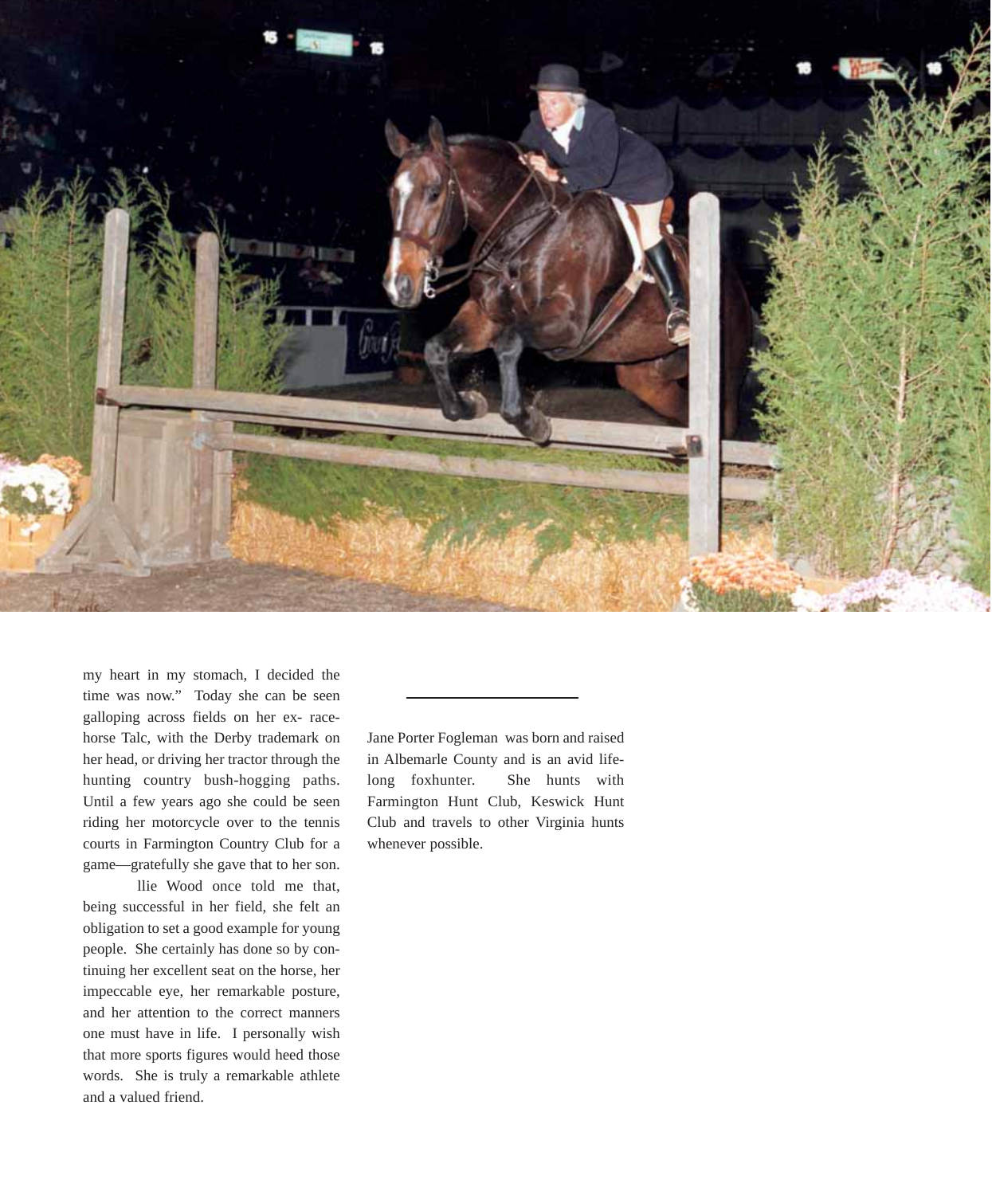my heart in my stomach, I decided the time was now." Today she can be seen galloping across fields on her ex- race-horse Talc, with the Derby trademark on her head, or driving her tractor through the hunting country bush-hogging paths. Until a few years ago she could be seen riding her motorcycle over to the tennis courts in Farmington Country Club for a game—gratefully she gave that to her son.

llie Wood once told me that, being successful in her field, she felt an obligation to set a good example for young people. She certainly has done so by continuing her excellent seat on the horse, her impeccable eye, her remarkable posture, and her attention to the correct manners one must have in life. I personally wish that more sports figures would heed those words. She is truly a remarkable athlete and a valued friend.

---

Jane Porter Fogleman was born and raised in Albemarle County and is an avid life-long foxhunter. She hunts with Farmington Hunt Club, Keswick Hunt Club and travels to other Virginia hunts whenever possible.